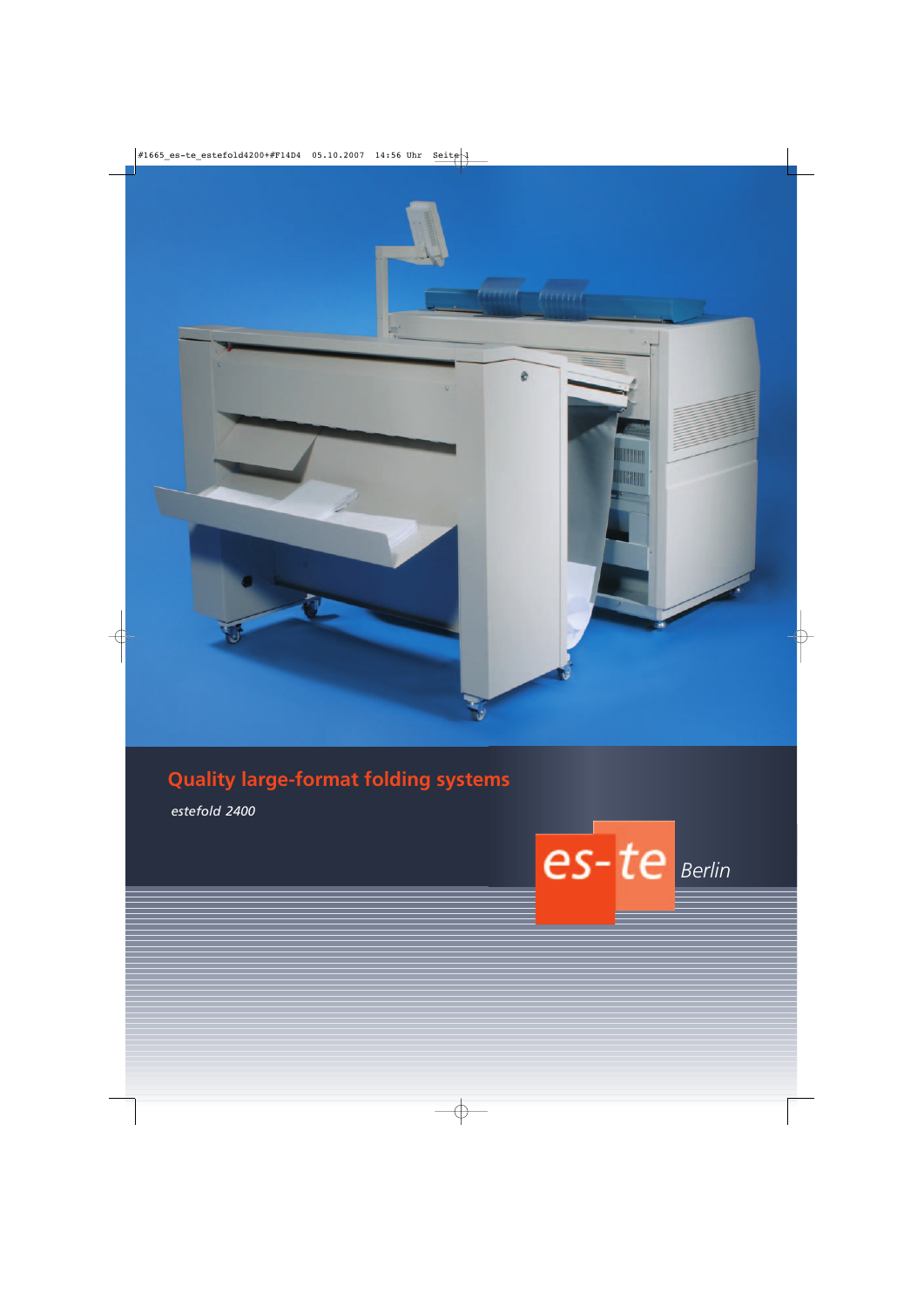# Quality large-format folding systems

*estefold 2400*

es-te *Berlin*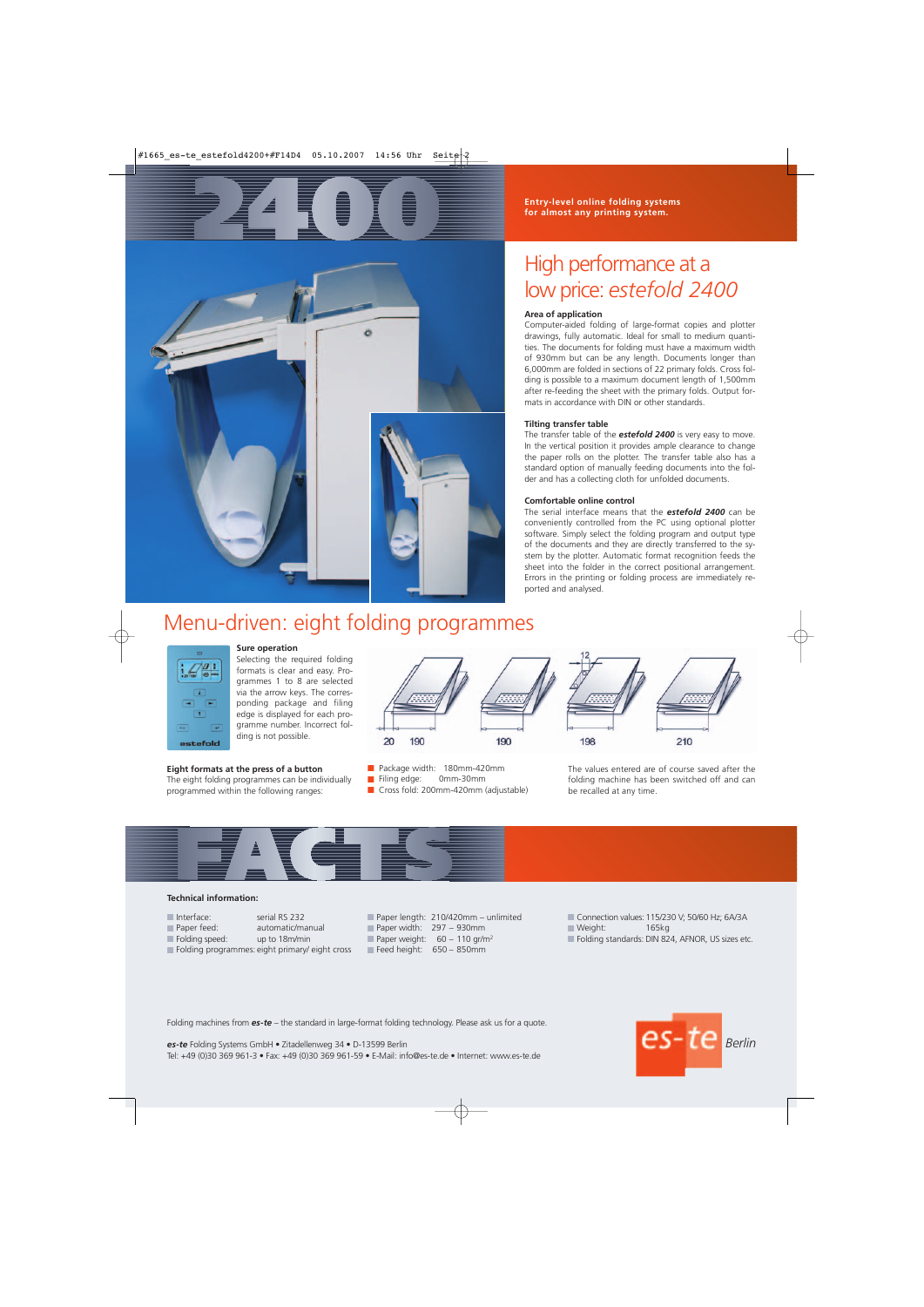# 2400

**Entry-level online folding systems for almost any printing system.**

## High performance at a low price: *estefold 2400*

### Area of application

Computer-aided folding of large-format copies and plotter drawings, fully automatic. Ideal for small to medium quantities. The documents for folding must have a maximum width of 930mm but can be any length. Documents longer than 6,000mm are folded in sections of 22 primary folds. Cross folding is possible to a maximum document length of 1,500mm after re-feeding the sheet with the primary folds. Output formats in accordance with DIN or other standards.

### Tilting transfer table

The transfer table of the ***estefold 2400*** is very easy to move. In the vertical position it provides ample clearance to change the paper rolls on the plotter. The transfer table also has a standard option of manually feeding documents into the folder and has a collecting cloth for unfolded documents.

### Comfortable online control

The serial interface means that the ***estefold 2400*** can be conveniently controlled from the PC using optional plotter software. Simply select the folding program and output type of the documents and they are directly transferred to the system by the plotter. Automatic format recognition feeds the sheet into the folder in the correct positional arrangement. Errors in the printing or folding process are immediately reported and analysed.

## Menu-driven: eight folding programmes

### Sure operation

Selecting the required folding formats is clear and easy. Programmes 1 to 8 are selected via the arrow keys. The corresponding package and filing edge is displayed for each programme number. Incorrect folding is not possible.

estefold

12

20 190

190

198

210

### Eight formats at the press of a button

The eight folding programmes can be individually programmed within the following ranges:

- Package width: 180mm-420mm
- Filing edge: 0mm-30mm
- Cross fold: 200mm-420mm (adjustable)

The values entered are of course saved after the folding machine has been switched off and can be recalled at any time.

# FACTS

**Technical information:**

- Interface: serial RS 232
- Paper feed: automatic/manual
- Folding speed: up to 18m/min
- Folding programmes: eight primary/ eight cross
- Paper length: 210/420mm – unlimited
- Paper width: 297 – 930mm
- Paper weight: 60 – 110 gr/m²
- Feed height: 650 – 850mm
- Connection values: 115/230 V; 50/60 Hz; 6A/3A
- Weight: 165kg
- Folding standards: DIN 824, AFNOR, US sizes etc.

Folding machines from ***es-te*** – the standard in large-format folding technology. Please ask us for a quote.

***es-te*** Folding Systems GmbH • Zitadellenweg 34 • D-13599 Berlin
Tel: +49 (0)30 369 961-3 • Fax: +49 (0)30 369 961-59 • E-Mail: info@es-te.de • Internet: www.es-te.de

es-te Berlin